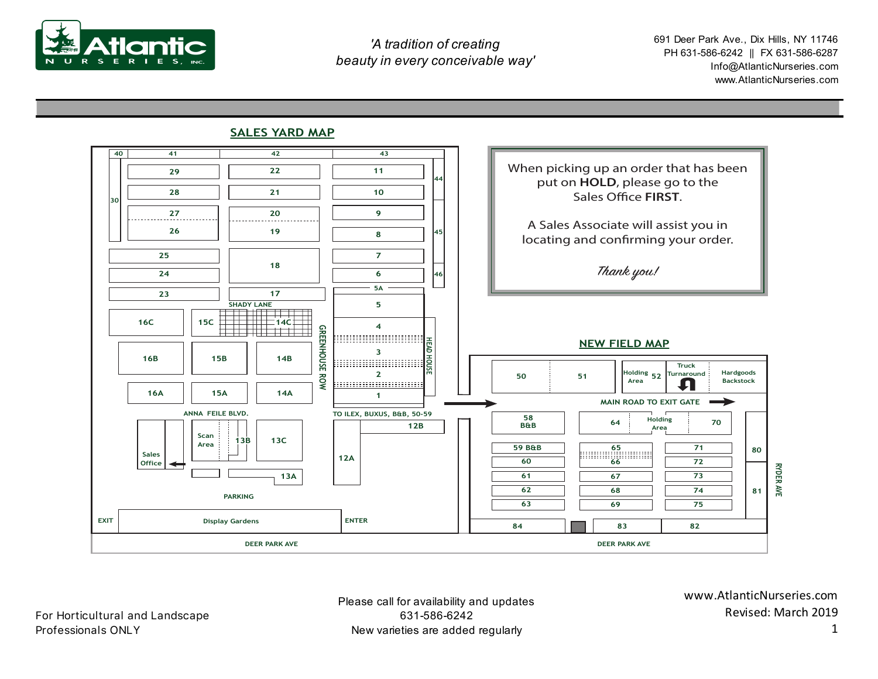**Atlantic NURSERIES, INC.**

*'A tradition of creating beauty in every conceivable way'*

691 Deer Park Ave., Dix Hills, NY 11746
PH 631-586-6242 || FX 631-586-6287
Info@AtlanticNurseries.com
www.AtlanticNurseries.com

## SALES YARD MAP

40, 41, 42, 43
29, 22, 11, 44
28, 21, 10
30
27, 26, 20, 19, 9, 8, 45
25, 24, 18, 7, 6, 46
23, 17, 5A, 5
SHADY LANE
16C, 15C, 14C, 4
GREENHOUSE ROW
HEAD HOUSE
16B, 15B, 14B, 3, 2
16A, 15A, 14A, 1
ANNA FEILE BLVD.
TO ILEX, BUXUS, B&B, 50-59
12B, 12A
Sales Office
Scan Area, 13B, 13C, 13A
PARKING
EXIT, Display Gardens, ENTER
DEER PARK AVE

When picking up an order that has been put on **HOLD**, please go to the Sales Office **FIRST**.

A Sales Associate will assist you in locating and confirming your order.

*Thank you!*

## NEW FIELD MAP

50, 51, Holding Area 52, Truck Turnaround, Hardgoods Backstock
MAIN ROAD TO EXIT GATE
58 B&B, 64, Holding Area, 70
59 B&B, 60, 61, 62, 63
65, 66, 67, 68, 69
71, 72, 73, 74, 75
80, 81
RYDER AVE
84, 83, 82
DEER PARK AVE

For Horticultural and Landscape Professionals ONLY

Please call for availability and updates
631-586-6242
New varieties are added regularly

www.AtlanticNurseries.com
Revised: March 2019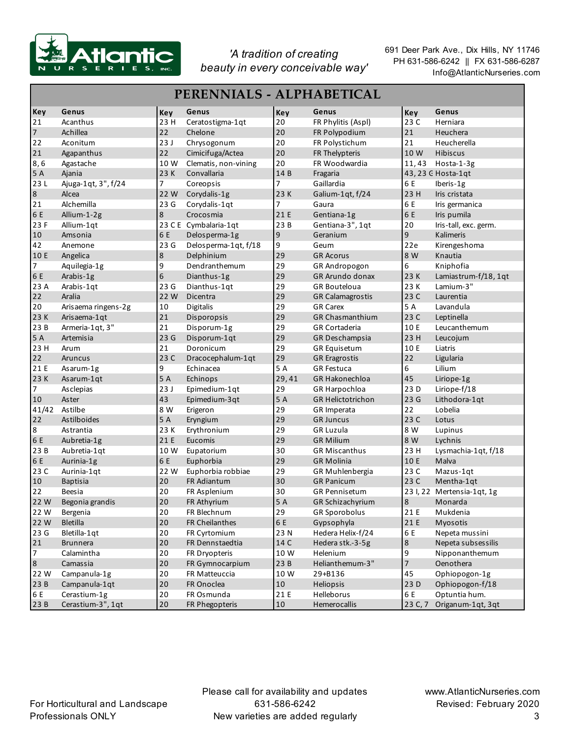'A tradition of creating beauty in every conceivable way'

691 Deer Park Ave., Dix Hills, NY 11746
PH 631-586-6242 || FX 631-586-6287
Info@AtlanticNurseries.com

# PERENNIALS - ALPHABETICAL

| Key | Genus | Key | Genus | Key | Genus | Key | Genus |
|---|---|---|---|---|---|---|---|
| 21 | Acanthus | 23 H | Ceratostigma-1qt | 20 | FR Phylitis (Aspl) | 23 C | Herniara |
| 7 | Achillea | 22 | Chelone | 20 | FR Polypodium | 21 | Heuchera |
| 22 | Aconitum | 23 J | Chrysogonum | 20 | FR Polystichum | 21 | Heucherella |
| 21 | Agapanthus | 22 | Cimicifuga/Actea | 20 | FR Thelypteris | 10 W | Hibiscus |
| 8, 6 | Agastache | 10 W | Clematis, non-vining | 20 | FR Woodwardia | 11, 43 | Hosta-1-3g |
| 5 A | Ajania | 23 K | Convallaria | 14 B | Fragaria | 43, 23 G | Hosta-1qt |
| 23 L | Ajuga-1qt, 3", f/24 | 7 | Coreopsis | 7 | Gaillardia | 6 E | Iberis-1g |
| 8 | Alcea | 22 W | Corydalis-1g | 23 K | Galium-1qt, f/24 | 23 H | Iris cristata |
| 21 | Alchemilla | 23 G | Corydalis-1qt | 7 | Gaura | 6 E | Iris germanica |
| 6 E | Allium-1-2g | 8 | Crocosmia | 21 E | Gentiana-1g | 6 E | Iris pumila |
| 23 F | Allium-1qt | 23 C E | Cymbalaria-1qt | 23 B | Gentiana-3", 1qt | 20 | Iris-tall, exc. germ. |
| 10 | Amsonia | 6 E | Delosperma-1g | 9 | Geranium | 9 | Kalimeris |
| 42 | Anemone | 23 G | Delosperma-1qt, f/18 | 9 | Geum | 22e | Kirengeshoma |
| 10 E | Angelica | 8 | Delphinium | 29 | GR Acorus | 8 W | Knautia |
| 7 | Aquilegia-1g | 9 | Dendranthemum | 29 | GR Andropogon | 6 | Kniphofia |
| 6 E | Arabis-1g | 6 | Dianthus-1g | 29 | GR Arundo donax | 23 K | Lamiastrum-f/18, 1qt |
| 23 A | Arabis-1qt | 23 G | Dianthus-1qt | 29 | GR Bouteloua | 23 K | Lamium-3" |
| 22 | Aralia | 22 W | Dicentra | 29 | GR Calamagrostis | 23 C | Laurentia |
| 20 | Arisaema ringens-2g | 10 | Digitalis | 29 | GR Carex | 5 A | Lavandula |
| 23 K | Arisaema-1qt | 21 | Disporopsis | 29 | GR Chasmanthium | 23 C | Leptinella |
| 23 B | Armeria-1qt, 3" | 21 | Disporum-1g | 29 | GR Cortaderia | 10 E | Leucanthemum |
| 5 A | Artemisia | 23 G | Disporum-1qt | 29 | GR Deschampsia | 23 H | Leucojum |
| 23 H | Arum | 21 | Doronicum | 29 | GR Equisetum | 10 E | Liatris |
| 22 | Aruncus | 23 C | Dracocephalum-1qt | 29 | GR Eragrostis | 22 | Ligularia |
| 21 E | Asarum-1g | 9 | Echinacea | 5 A | GR Festuca | 6 | Lilium |
| 23 K | Asarum-1qt | 5 A | Echinops | 29, 41 | GR Hakonechloa | 45 | Liriope-1g |
| 7 | Asclepias | 23 J | Epimedium-1qt | 29 | GR Harpochloa | 23 D | Liriope-f/18 |
| 10 | Aster | 43 | Epimedium-3qt | 5 A | GR Helictotrichon | 23 G | Lithodora-1qt |
| 41/42 | Astilbe | 8 W | Erigeron | 29 | GR Imperata | 22 | Lobelia |
| 22 | Astilboides | 5 A | Eryngium | 29 | GR Juncus | 23 C | Lotus |
| 8 | Astrantia | 23 K | Erythronium | 29 | GR Luzula | 8 W | Lupinus |
| 6 E | Aubretia-1g | 21 E | Eucomis | 29 | GR Milium | 8 W | Lychnis |
| 23 B | Aubretia-1qt | 10 W | Eupatorium | 30 | GR Miscanthus | 23 H | Lysmachia-1qt, f/18 |
| 6 E | Aurinia-1g | 6 E | Euphorbia | 29 | GR Molinia | 10 E | Malva |
| 23 C | Aurinia-1qt | 22 W | Euphorbia robbiae | 29 | GR Muhlenbergia | 23 C | Mazus-1qt |
| 10 | Baptisia | 20 | FR Adiantum | 30 | GR Panicum | 23 C | Mentha-1qt |
| 22 | Beesia | 20 | FR Asplenium | 30 | GR Pennisetum | 23 I, 22 | Mertensia-1qt, 1g |
| 22 W | Begonia grandis | 20 | FR Athyrium | 5 A | GR Schizachyrium | 8 | Monarda |
| 22 W | Bergenia | 20 | FR Blechnum | 29 | GR Sporobolus | 21 E | Mukdenia |
| 22 W | Bletilla | 20 | FR Cheilanthes | 6 E | Gypsophyla | 21 E | Myosotis |
| 23 G | Bletilla-1qt | 20 | FR Cyrtomium | 23 N | Hedera Helix-f/24 | 6 E | Nepeta mussini |
| 21 | Brunnera | 20 | FR Dennstaedtia | 14 C | Hedera stk.-3-5g | 8 | Nepeta subsessilis |
| 7 | Calamintha | 20 | FR Dryopteris | 10 W | Helenium | 9 | Nipponanthemum |
| 8 | Camassia | 20 | FR Gymnocarpium | 23 B | Helianthemum-3" | 7 | Oenothera |
| 22 W | Campanula-1g | 20 | FR Matteuccia | 10 W | 29+B136 | 45 | Ophiopogon-1g |
| 23 B | Campanula-1qt | 20 | FR Onoclea | 10 | Heliopsis | 23 D | Ophiopogon-f/18 |
| 6 E | Cerastium-1g | 20 | FR Osmunda | 21 E | Helleborus | 6 E | Optuntia hum. |
| 23 B | Cerastium-3", 1qt | 20 | FR Phegopteris | 10 | Hemerocallis | 23 C, 7 | Origanum-1qt, 3qt |

For Horticultural and Landscape Professionals ONLY

Please call for availability and updates
631-586-6242
New varieties are added regularly

www.AtlanticNurseries.com
Revised: February 2020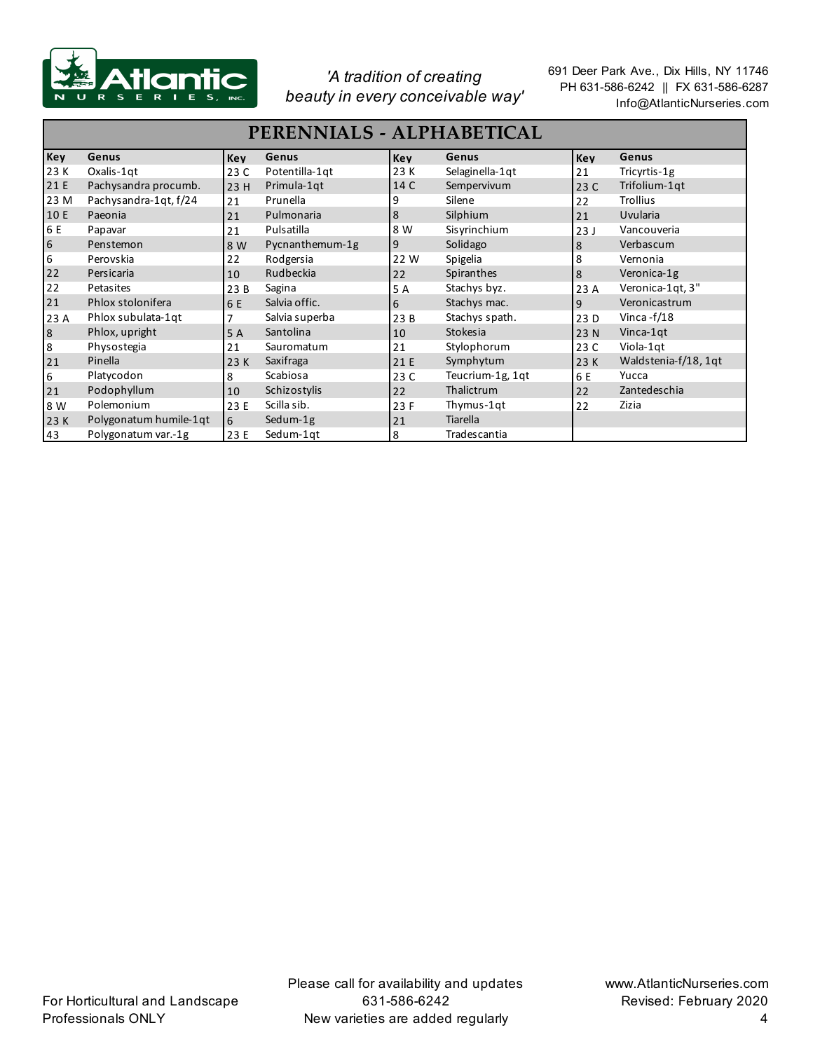Atlantic NURSERIES, INC.

*'A tradition of creating beauty in every conceivable way'*

691 Deer Park Ave., Dix Hills, NY 11746
PH 631-586-6242 || FX 631-586-6287
Info@AtlanticNurseries.com

# PERENNIALS - ALPHABETICAL

| Key | Genus | Key | Genus | Key | Genus | Key | Genus |
|---|---|---|---|---|---|---|---|
| 23 K | Oxalis-1qt | 23 C | Potentilla-1qt | 23 K | Selaginella-1qt | 21 | Tricyrtis-1g |
| 21 E | Pachysandra procumb. | 23 H | Primula-1qt | 14 C | Sempervivum | 23 C | Trifolium-1qt |
| 23 M | Pachysandra-1qt, f/24 | 21 | Prunella | 9 | Silene | 22 | Trollius |
| 10 E | Paeonia | 21 | Pulmonaria | 8 | Silphium | 21 | Uvularia |
| 6 E | Papavar | 21 | Pulsatilla | 8 W | Sisyrinchium | 23 J | Vancouveria |
| 6 | Penstemon | 8 W | Pycnanthemum-1g | 9 | Solidago | 8 | Verbascum |
| 6 | Perovskia | 22 | Rodgersia | 22 W | Spigelia | 8 | Vernonia |
| 22 | Persicaria | 10 | Rudbeckia | 22 | Spiranthes | 8 | Veronica-1g |
| 22 | Petasites | 23 B | Sagina | 5 A | Stachys byz. | 23 A | Veronica-1qt, 3" |
| 21 | Phlox stolonifera | 6 E | Salvia offic. | 6 | Stachys mac. | 9 | Veronicastrum |
| 23 A | Phlox subulata-1qt | 7 | Salvia superba | 23 B | Stachys spath. | 23 D | Vinca -f/18 |
| 8 | Phlox, upright | 5 A | Santolina | 10 | Stokesia | 23 N | Vinca-1qt |
| 8 | Physostegia | 21 | Sauromatum | 21 | Stylophorum | 23 C | Viola-1qt |
| 21 | Pinella | 23 K | Saxifraga | 21 E | Symphytum | 23 K | Waldstenia-f/18, 1qt |
| 6 | Platycodon | 8 | Scabiosa | 23 C | Teucrium-1g, 1qt | 6 E | Yucca |
| 21 | Podophyllum | 10 | Schizostylis | 22 | Thalictrum | 22 | Zantedeschia |
| 8 W | Polemonium | 23 E | Scilla sib. | 23 F | Thymus-1qt | 22 | Zizia |
| 23 K | Polygonatum humile-1qt | 6 | Sedum-1g | 21 | Tiarella | | |
| 43 | Polygonatum var.-1g | 23 E | Sedum-1qt | 8 | Tradescantia | | |

For Horticultural and Landscape Professionals ONLY

Please call for availability and updates
631-586-6242
New varieties are added regularly

www.AtlanticNurseries.com
Revised: February 2020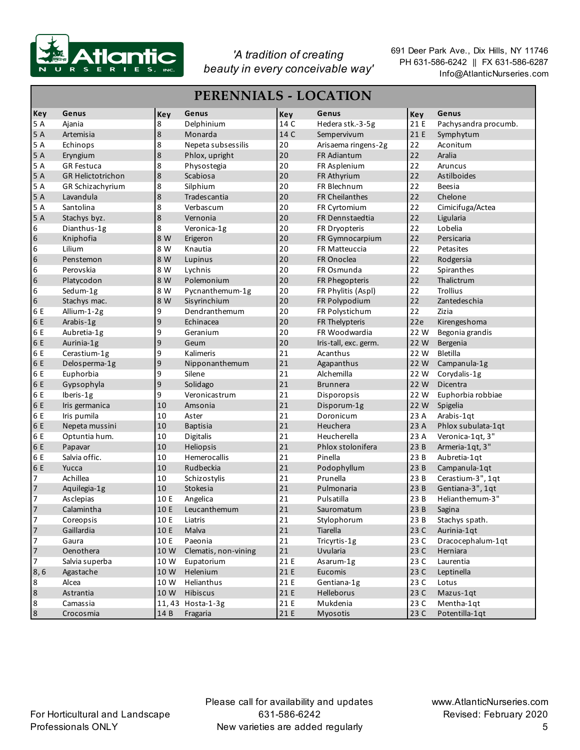Atlantic Nurseries, Inc.

*'A tradition of creating beauty in every conceivable way'*

691 Deer Park Ave., Dix Hills, NY 11746
PH 631-586-6242 || FX 631-586-6287
Info@AtlanticNurseries.com

# PERENNIALS - LOCATION

| Key | Genus | Key | Genus | Key | Genus | Key | Genus |
|---|---|---|---|---|---|---|---|
| 5 A | Ajania | 8 | Delphinium | 14 C | Hedera stk.-3-5g | 21 E | Pachysandra procumb. |
| 5 A | Artemisia | 8 | Monarda | 14 C | Sempervivum | 21 E | Symphytum |
| 5 A | Echinops | 8 | Nepeta subsessilis | 20 | Arisaema ringens-2g | 22 | Aconitum |
| 5 A | Eryngium | 8 | Phlox, upright | 20 | FR Adiantum | 22 | Aralia |
| 5 A | GR Festuca | 8 | Physostegia | 20 | FR Asplenium | 22 | Aruncus |
| 5 A | GR Helictotrichon | 8 | Scabiosa | 20 | FR Athyrium | 22 | Astilboides |
| 5 A | GR Schizachyrium | 8 | Silphium | 20 | FR Blechnum | 22 | Beesia |
| 5 A | Lavandula | 8 | Tradescantia | 20 | FR Cheilanthes | 22 | Chelone |
| 5 A | Santolina | 8 | Verbascum | 20 | FR Cyrtomium | 22 | Cimicifuga/Actea |
| 5 A | Stachys byz. | 8 | Vernonia | 20 | FR Dennstaedtia | 22 | Ligularia |
| 6 | Dianthus-1g | 8 | Veronica-1g | 20 | FR Dryopteris | 22 | Lobelia |
| 6 | Kniphofia | 8 W | Erigeron | 20 | FR Gymnocarpium | 22 | Persicaria |
| 6 | Lilium | 8 W | Knautia | 20 | FR Matteuccia | 22 | Petasites |
| 6 | Penstemon | 8 W | Lupinus | 20 | FR Onoclea | 22 | Rodgersia |
| 6 | Perovskia | 8 W | Lychnis | 20 | FR Osmunda | 22 | Spiranthes |
| 6 | Platycodon | 8 W | Polemonium | 20 | FR Phegopteris | 22 | Thalictrum |
| 6 | Sedum-1g | 8 W | Pycnanthemum-1g | 20 | FR Phylitis (Aspl) | 22 | Trollius |
| 6 | Stachys mac. | 8 W | Sisyrinchium | 20 | FR Polypodium | 22 | Zantedeschia |
| 6 E | Allium-1-2g | 9 | Dendranthemum | 20 | FR Polystichum | 22 | Zizia |
| 6 E | Arabis-1g | 9 | Echinacea | 20 | FR Thelypteris | 22e | Kirengeshoma |
| 6 E | Aubretia-1g | 9 | Geranium | 20 | FR Woodwardia | 22 W | Begonia grandis |
| 6 E | Aurinia-1g | 9 | Geum | 20 | Iris-tall, exc. germ. | 22 W | Bergenia |
| 6 E | Cerastium-1g | 9 | Kalimeris | 21 | Acanthus | 22 W | Bletilla |
| 6 E | Delosperma-1g | 9 | Nipponanthemum | 21 | Agapanthus | 22 W | Campanula-1g |
| 6 E | Euphorbia | 9 | Silene | 21 | Alchemilla | 22 W | Corydalis-1g |
| 6 E | Gypsophyla | 9 | Solidago | 21 | Brunnera | 22 W | Dicentra |
| 6 E | Iberis-1g | 9 | Veronicastrum | 21 | Disporopsis | 22 W | Euphorbia robbiae |
| 6 E | Iris germanica | 10 | Amsonia | 21 | Disporum-1g | 22 W | Spigelia |
| 6 E | Iris pumila | 10 | Aster | 21 | Doronicum | 23 A | Arabis-1qt |
| 6 E | Nepeta mussini | 10 | Baptisia | 21 | Heuchera | 23 A | Phlox subulata-1qt |
| 6 E | Optuntia hum. | 10 | Digitalis | 21 | Heucherella | 23 A | Veronica-1qt, 3" |
| 6 E | Papavar | 10 | Heliopsis | 21 | Phlox stolonifera | 23 B | Armeria-1qt, 3" |
| 6 E | Salvia offic. | 10 | Hemerocallis | 21 | Pinella | 23 B | Aubretia-1qt |
| 6 E | Yucca | 10 | Rudbeckia | 21 | Podophyllum | 23 B | Campanula-1qt |
| 7 | Achillea | 10 | Schizostylis | 21 | Prunella | 23 B | Cerastium-3", 1qt |
| 7 | Aquilegia-1g | 10 | Stokesia | 21 | Pulmonaria | 23 B | Gentiana-3", 1qt |
| 7 | Asclepias | 10 E | Angelica | 21 | Pulsatilla | 23 B | Helianthemum-3" |
| 7 | Calamintha | 10 E | Leucanthemum | 21 | Sauromatum | 23 B | Sagina |
| 7 | Coreopsis | 10 E | Liatris | 21 | Stylophorum | 23 B | Stachys spath. |
| 7 | Gaillardia | 10 E | Malva | 21 | Tiarella | 23 C | Aurinia-1qt |
| 7 | Gaura | 10 E | Paeonia | 21 | Tricyrtis-1g | 23 C | Dracocephalum-1qt |
| 7 | Oenothera | 10 W | Clematis, non-vining | 21 | Uvularia | 23 C | Herniara |
| 7 | Salvia superba | 10 W | Eupatorium | 21 E | Asarum-1g | 23 C | Laurentia |
| 8, 6 | Agastache | 10 W | Helenium | 21 E | Eucomis | 23 C | Leptinella |
| 8 | Alcea | 10 W | Helianthus | 21 E | Gentiana-1g | 23 C | Lotus |
| 8 | Astrantia | 10 W | Hibiscus | 21 E | Helleborus | 23 C | Mazus-1qt |
| 8 | Camassia | 11, 43 | Hosta-1-3g | 21 E | Mukdenia | 23 C | Mentha-1qt |
| 8 | Crocosmia | 14 B | Fragaria | 21 E | Myosotis | 23 C | Potentilla-1qt |

For Horticultural and Landscape Professionals ONLY

Please call for availability and updates
631-586-6242
New varieties are added regularly

www.AtlanticNurseries.com
Revised: February 2020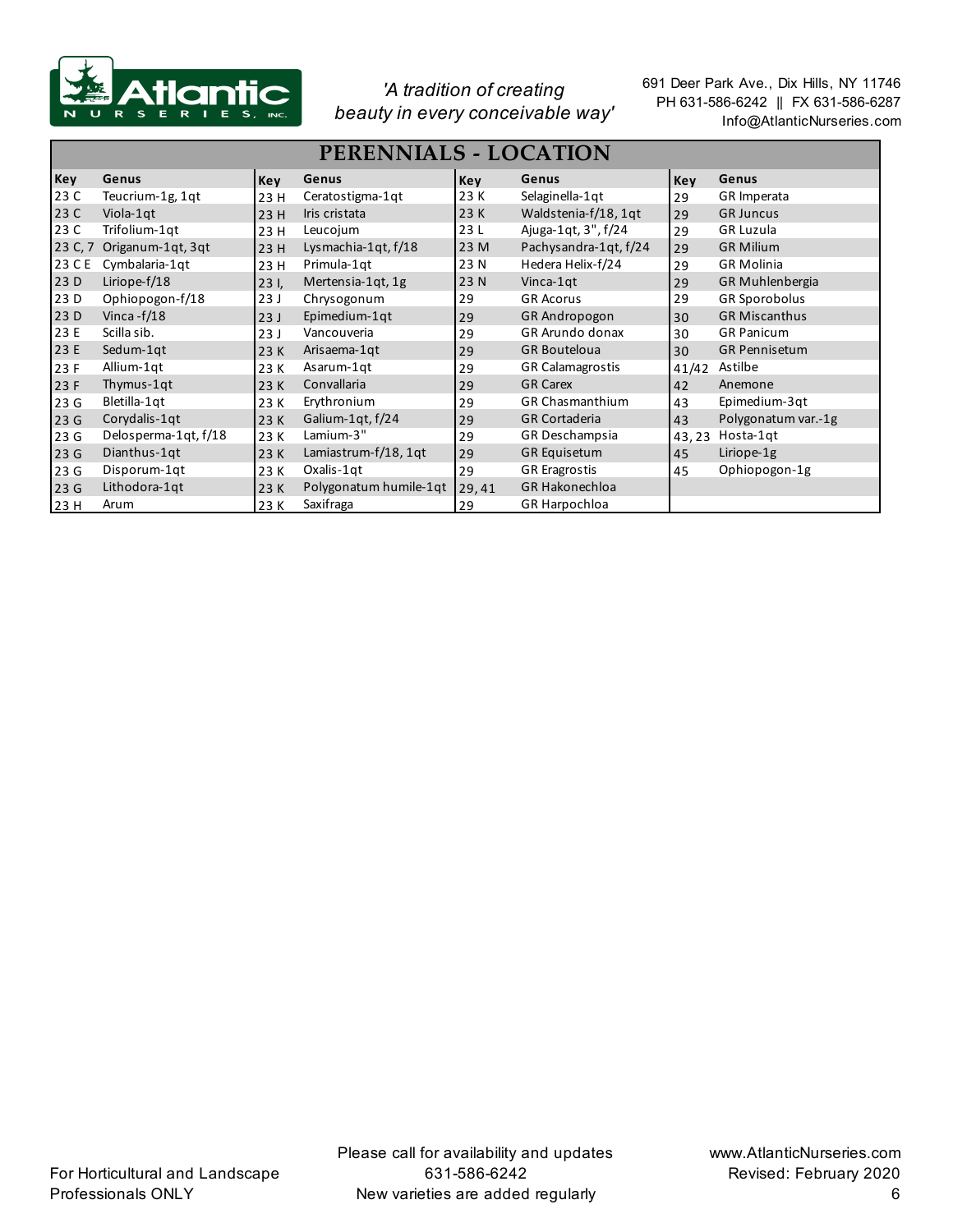'A tradition of creating beauty in every conceivable way'

691 Deer Park Ave., Dix Hills, NY 11746
PH 631-586-6242 || FX 631-586-6287
Info@AtlanticNurseries.com

# PERENNIALS - LOCATION

| Key | Genus | Key | Genus | Key | Genus | Key | Genus |
|---|---|---|---|---|---|---|---|
| 23 C | Teucrium-1g, 1qt | 23 H | Ceratostigma-1qt | 23 K | Selaginella-1qt | 29 | GR Imperata |
| 23 C | Viola-1qt | 23 H | Iris cristata | 23 K | Waldstenia-f/18, 1qt | 29 | GR Juncus |
| 23 C | Trifolium-1qt | 23 H | Leucojum | 23 L | Ajuga-1qt, 3", f/24 | 29 | GR Luzula |
| 23 C, 7 | Origanum-1qt, 3qt | 23 H | Lysmachia-1qt, f/18 | 23 M | Pachysandra-1qt, f/24 | 29 | GR Milium |
| 23 C E | Cymbalaria-1qt | 23 H | Primula-1qt | 23 N | Hedera Helix-f/24 | 29 | GR Molinia |
| 23 D | Liriope-f/18 | 23 I, | Mertensia-1qt, 1g | 23 N | Vinca-1qt | 29 | GR Muhlenbergia |
| 23 D | Ophiopogon-f/18 | 23 J | Chrysogonum | 29 | GR Acorus | 29 | GR Sporobolus |
| 23 D | Vinca -f/18 | 23 J | Epimedium-1qt | 29 | GR Andropogon | 30 | GR Miscanthus |
| 23 E | Scilla sib. | 23 J | Vancouveria | 29 | GR Arundo donax | 30 | GR Panicum |
| 23 E | Sedum-1qt | 23 K | Arisaema-1qt | 29 | GR Bouteloua | 30 | GR Pennisetum |
| 23 F | Allium-1qt | 23 K | Asarum-1qt | 29 | GR Calamagrostis | 41/42 | Astilbe |
| 23 F | Thymus-1qt | 23 K | Convallaria | 29 | GR Carex | 42 | Anemone |
| 23 G | Bletilla-1qt | 23 K | Erythronium | 29 | GR Chasmanthium | 43 | Epimedium-3qt |
| 23 G | Corydalis-1qt | 23 K | Galium-1qt, f/24 | 29 | GR Cortaderia | 43 | Polygonatum var.-1g |
| 23 G | Delosperma-1qt, f/18 | 23 K | Lamium-3" | 29 | GR Deschampsia | 43, 23 | Hosta-1qt |
| 23 G | Dianthus-1qt | 23 K | Lamiastrum-f/18, 1qt | 29 | GR Equisetum | 45 | Liriope-1g |
| 23 G | Disporum-1qt | 23 K | Oxalis-1qt | 29 | GR Eragrostis | 45 | Ophiopogon-1g |
| 23 G | Lithodora-1qt | 23 K | Polygonatum humile-1qt | 29, 41 | GR Hakonechloa | | |
| 23 H | Arum | 23 K | Saxifraga | 29 | GR Harpochloa | | |

For Horticultural and Landscape Professionals ONLY

Please call for availability and updates
631-586-6242
New varieties are added regularly

www.AtlanticNurseries.com
Revised: February 2020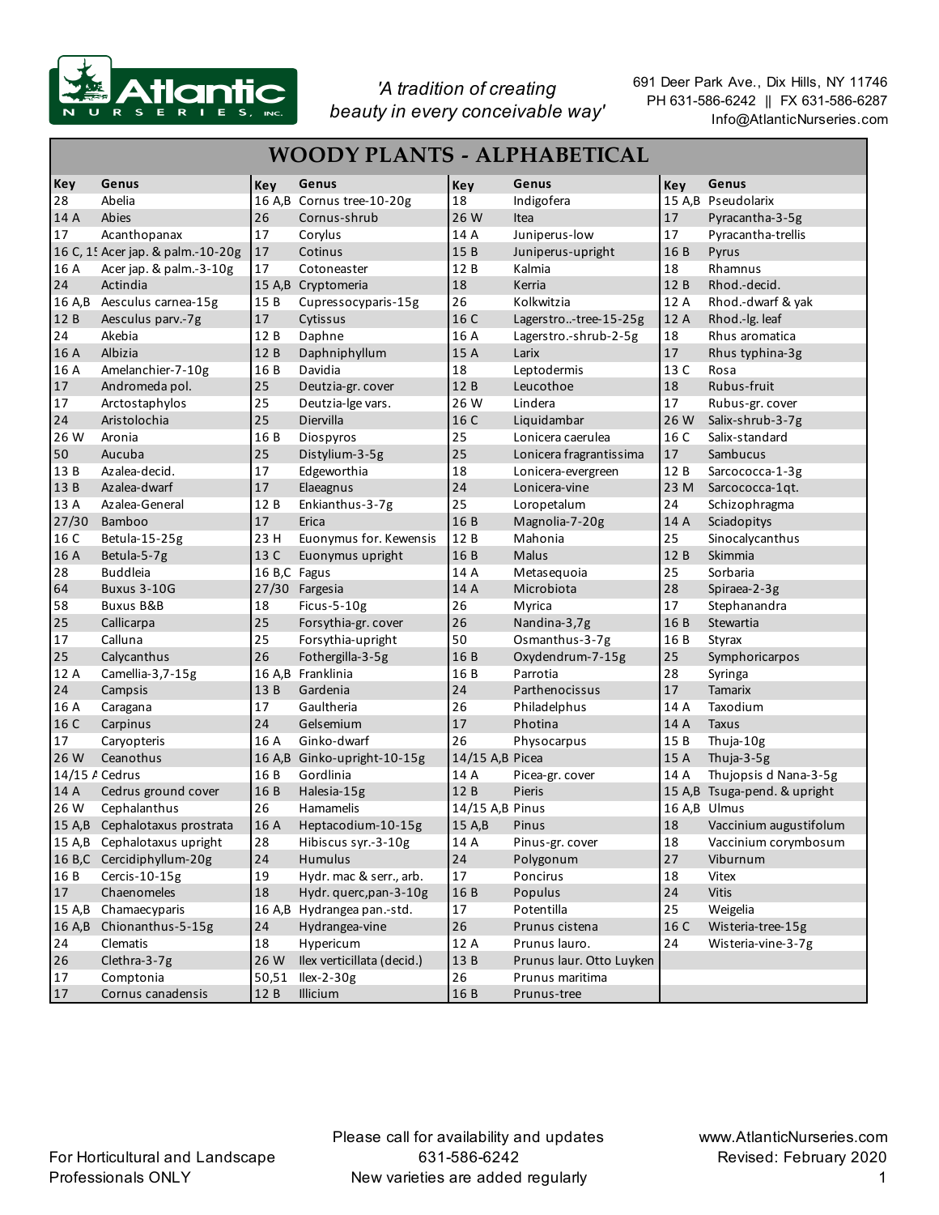Atlantic NURSERIES, INC.

*'A tradition of creating beauty in every conceivable way'*

691 Deer Park Ave., Dix Hills, NY 11746
PH 631-586-6242 || FX 631-586-6287
Info@AtlanticNurseries.com

# WOODY PLANTS - ALPHABETICAL

| Key | Genus | Key | Genus | Key | Genus | Key | Genus |
|---|---|---|---|---|---|---|---|
| 28 | Abelia | 16 A,B | Cornus tree-10-20g | 18 | Indigofera | 15 A,B | Pseudolarix |
| 14 A | Abies | 26 | Cornus-shrub | 26 W | Itea | 17 | Pyracantha-3-5g |
| 17 | Acanthopanax | 17 | Corylus | 14 A | Juniperus-low | 17 | Pyracantha-trellis |
| 16 C, 15 | Acer jap. & palm.-10-20g | 17 | Cotinus | 15 B | Juniperus-upright | 16 B | Pyrus |
| 16 A | Acer jap. & palm.-3-10g | 17 | Cotoneaster | 12 B | Kalmia | 18 | Rhamnus |
| 24 | Actindia | 15 A,B | Cryptomeria | 18 | Kerria | 12 B | Rhod.-decid. |
| 16 A,B | Aesculus carnea-15g | 15 B | Cupressocyparis-15g | 26 | Kolkwitzia | 12 A | Rhod.-dwarf & yak |
| 12 B | Aesculus parv.-7g | 17 | Cytissus | 16 C | Lagerstro..-tree-15-25g | 12 A | Rhod.-lg. leaf |
| 24 | Akebia | 12 B | Daphne | 16 A | Lagerstro.-shrub-2-5g | 18 | Rhus aromatica |
| 16 A | Albizia | 12 B | Daphniphyllum | 15 A | Larix | 17 | Rhus typhina-3g |
| 16 A | Amelanchier-7-10g | 16 B | Davidia | 18 | Leptodermis | 13 C | Rosa |
| 17 | Andromeda pol. | 25 | Deutzia-gr. cover | 12 B | Leucothoe | 18 | Rubus-fruit |
| 17 | Arctostaphylos | 25 | Deutzia-lge vars. | 26 W | Lindera | 17 | Rubus-gr. cover |
| 24 | Aristolochia | 25 | Diervilla | 16 C | Liquidambar | 26 W | Salix-shrub-3-7g |
| 26 W | Aronia | 16 B | Diospyros | 25 | Lonicera caerulea | 16 C | Salix-standard |
| 50 | Aucuba | 25 | Distylium-3-5g | 25 | Lonicera fragrantissima | 17 | Sambucus |
| 13 B | Azalea-decid. | 17 | Edgeworthia | 18 | Lonicera-evergreen | 12 B | Sarcococca-1-3g |
| 13 B | Azalea-dwarf | 17 | Elaeagnus | 24 | Lonicera-vine | 23 M | Sarcococca-1qt. |
| 13 A | Azalea-General | 12 B | Enkianthus-3-7g | 25 | Loropetalum | 24 | Schizophragma |
| 27/30 | Bamboo | 17 | Erica | 16 B | Magnolia-7-20g | 14 A | Sciadopitys |
| 16 C | Betula-15-25g | 23 H | Euonymus for. Kewensis | 12 B | Mahonia | 25 | Sinocalycanthus |
| 16 A | Betula-5-7g | 13 C | Euonymus upright | 16 B | Malus | 12 B | Skimmia |
| 28 | Buddleia | 16 B,C | Fagus | 14 A | Metasequoia | 25 | Sorbaria |
| 64 | Buxus 3-10G | 27/30 | Fargesia | 14 A | Microbiota | 28 | Spiraea-2-3g |
| 58 | Buxus B&B | 18 | Ficus-5-10g | 26 | Myrica | 17 | Stephanandra |
| 25 | Callicarpa | 25 | Forsythia-gr. cover | 26 | Nandina-3,7g | 16 B | Stewartia |
| 17 | Calluna | 25 | Forsythia-upright | 50 | Osmanthus-3-7g | 16 B | Styrax |
| 25 | Calycanthus | 26 | Fothergilla-3-5g | 16 B | Oxydendrum-7-15g | 25 | Symphoricarpos |
| 12 A | Camellia-3,7-15g | 16 A,B | Franklinia | 16 B | Parrotia | 28 | Syringa |
| 24 | Campsis | 13 B | Gardenia | 24 | Parthenocissus | 17 | Tamarix |
| 16 A | Caragana | 17 | Gaultheria | 26 | Philadelphus | 14 A | Taxodium |
| 16 C | Carpinus | 24 | Gelsemium | 17 | Photina | 14 A | Taxus |
| 17 | Caryopteris | 16 A | Ginko-dwarf | 26 | Physocarpus | 15 B | Thuja-10g |
| 26 W | Ceanothus | 16 A,B | Ginko-upright-10-15g | 14/15 A,B | Picea | 15 A | Thuja-3-5g |
| 14/15 A | Cedrus | 16 B | Gordlinia | 14 A | Picea-gr. cover | 14 A | Thujopsis d Nana-3-5g |
| 14 A | Cedrus ground cover | 16 B | Halesia-15g | 12 B | Pieris | 15 A,B | Tsuga-pend. & upright |
| 26 W | Cephalanthus | 26 | Hamamelis | 14/15 A,B | Pinus | 16 A,B | Ulmus |
| 15 A,B | Cephalotaxus prostrata | 16 A | Heptacodium-10-15g | 15 A,B | Pinus | 18 | Vaccinium augustifolum |
| 15 A,B | Cephalotaxus upright | 28 | Hibiscus syr.-3-10g | 14 A | Pinus-gr. cover | 18 | Vaccinium corymbosum |
| 16 B,C | Cercidiphyllum-20g | 24 | Humulus | 24 | Polygonum | 27 | Viburnum |
| 16 B | Cercis-10-15g | 19 | Hydr. mac & serr., arb. | 17 | Poncirus | 18 | Vitex |
| 17 | Chaenomeles | 18 | Hydr. querc,pan-3-10g | 16 B | Populus | 24 | Vitis |
| 15 A,B | Chamaecyparis | 16 A,B | Hydrangea pan.-std. | 17 | Potentilla | 25 | Weigelia |
| 16 A,B | Chionanthus-5-15g | 24 | Hydrangea-vine | 26 | Prunus cistena | 16 C | Wisteria-tree-15g |
| 24 | Clematis | 18 | Hypericum | 12 A | Prunus lauro. | 24 | Wisteria-vine-3-7g |
| 26 | Clethra-3-7g | 26 W | Ilex verticillata (decid.) | 13 B | Prunus laur. Otto Luyken | | |
| 17 | Comptonia | 50,51 | Ilex-2-30g | 26 | Prunus maritima | | |
| 17 | Cornus canadensis | 12 B | Illicium | 16 B | Prunus-tree | | |

For Horticultural and Landscape Professionals ONLY

Please call for availability and updates
631-586-6242
New varieties are added regularly

www.AtlanticNurseries.com
Revised: February 2020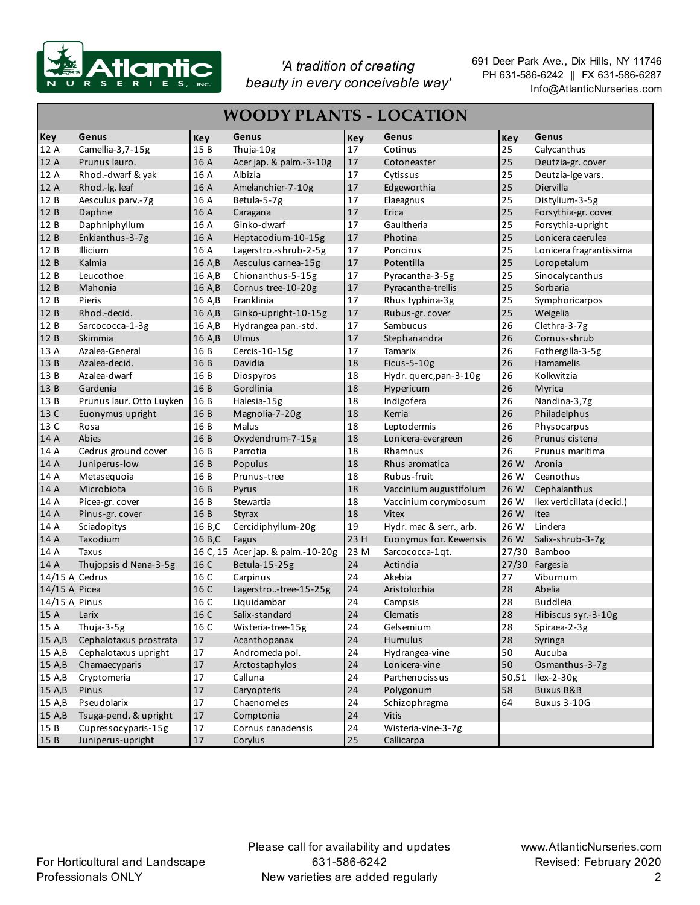Atlantic NURSERIES, INC.

*'A tradition of creating beauty in every conceivable way'*

691 Deer Park Ave., Dix Hills, NY 11746
PH 631-586-6242 || FX 631-586-6287
Info@AtlanticNurseries.com

# WOODY PLANTS - LOCATION

| Key | Genus | Key | Genus | Key | Genus | Key | Genus |
|---|---|---|---|---|---|---|---|
| 12 A | Camellia-3,7-15g | 15 B | Thuja-10g | 17 | Cotinus | 25 | Calycanthus |
| 12 A | Prunus lauro. | 16 A | Acer jap. & palm.-3-10g | 17 | Cotoneaster | 25 | Deutzia-gr. cover |
| 12 A | Rhod.-dwarf & yak | 16 A | Albizia | 17 | Cytissus | 25 | Deutzia-lge vars. |
| 12 A | Rhod.-lg. leaf | 16 A | Amelanchier-7-10g | 17 | Edgeworthia | 25 | Diervilla |
| 12 B | Aesculus parv.-7g | 16 A | Betula-5-7g | 17 | Elaeagnus | 25 | Distylium-3-5g |
| 12 B | Daphne | 16 A | Caragana | 17 | Erica | 25 | Forsythia-gr. cover |
| 12 B | Daphniphyllum | 16 A | Ginko-dwarf | 17 | Gaultheria | 25 | Forsythia-upright |
| 12 B | Enkianthus-3-7g | 16 A | Heptacodium-10-15g | 17 | Photina | 25 | Lonicera caerulea |
| 12 B | Illicium | 16 A | Lagerstro.-shrub-2-5g | 17 | Poncirus | 25 | Lonicera fragrantissima |
| 12 B | Kalmia | 16 A,B | Aesculus carnea-15g | 17 | Potentilla | 25 | Loropetalum |
| 12 B | Leucothoe | 16 A,B | Chionanthus-5-15g | 17 | Pyracantha-3-5g | 25 | Sinocalycanthus |
| 12 B | Mahonia | 16 A,B | Cornus tree-10-20g | 17 | Pyracantha-trellis | 25 | Sorbaria |
| 12 B | Pieris | 16 A,B | Franklinia | 17 | Rhus typhina-3g | 25 | Symphoricarpos |
| 12 B | Rhod.-decid. | 16 A,B | Ginko-upright-10-15g | 17 | Rubus-gr. cover | 25 | Weigelia |
| 12 B | Sarcococca-1-3g | 16 A,B | Hydrangea pan.-std. | 17 | Sambucus | 26 | Clethra-3-7g |
| 12 B | Skimmia | 16 A,B | Ulmus | 17 | Stephanandra | 26 | Cornus-shrub |
| 13 A | Azalea-General | 16 B | Cercis-10-15g | 17 | Tamarix | 26 | Fothergilla-3-5g |
| 13 B | Azalea-decid. | 16 B | Davidia | 18 | Ficus-5-10g | 26 | Hamamelis |
| 13 B | Azalea-dwarf | 16 B | Diospyros | 18 | Hydr. querc,pan-3-10g | 26 | Kolkwitzia |
| 13 B | Gardenia | 16 B | Gordlinia | 18 | Hypericum | 26 | Myrica |
| 13 B | Prunus laur. Otto Luyken | 16 B | Halesia-15g | 18 | Indigofera | 26 | Nandina-3,7g |
| 13 C | Euonymus upright | 16 B | Magnolia-7-20g | 18 | Kerria | 26 | Philadelphus |
| 13 C | Rosa | 16 B | Malus | 18 | Leptodermis | 26 | Physocarpus |
| 14 A | Abies | 16 B | Oxydendrum-7-15g | 18 | Lonicera-evergreen | 26 | Prunus cistena |
| 14 A | Cedrus ground cover | 16 B | Parrotia | 18 | Rhamnus | 26 | Prunus maritima |
| 14 A | Juniperus-low | 16 B | Populus | 18 | Rhus aromatica | 26 W | Aronia |
| 14 A | Metasequoia | 16 B | Prunus-tree | 18 | Rubus-fruit | 26 W | Ceanothus |
| 14 A | Microbiota | 16 B | Pyrus | 18 | Vaccinium augustifolum | 26 W | Cephalanthus |
| 14 A | Picea-gr. cover | 16 B | Stewartia | 18 | Vaccinium corymbosum | 26 W | Ilex verticillata (decid.) |
| 14 A | Pinus-gr. cover | 16 B | Styrax | 18 | Vitex | 26 W | Itea |
| 14 A | Sciadopitys | 16 B,C | Cercidiphyllum-20g | 19 | Hydr. mac & serr., arb. | 26 W | Lindera |
| 14 A | Taxodium | 16 B,C | Fagus | 23 H | Euonymus for. Kewensis | 26 W | Salix-shrub-3-7g |
| 14 A | Taxus | 16 C, 15 | Acer jap. & palm.-10-20g | 23 M | Sarcococca-1qt. | 27/30 | Bamboo |
| 14 A | Thujopsis d Nana-3-5g | 16 C | Betula-15-25g | 24 | Actindia | 27/30 | Fargesia |
| 14/15 A, | Cedrus | 16 C | Carpinus | 24 | Akebia | 27 | Viburnum |
| 14/15 A, | Picea | 16 C | Lagerstro..-tree-15-25g | 24 | Aristolochia | 28 | Abelia |
| 14/15 A, | Pinus | 16 C | Liquidambar | 24 | Campsis | 28 | Buddleia |
| 15 A | Larix | 16 C | Salix-standard | 24 | Clematis | 28 | Hibiscus syr.-3-10g |
| 15 A | Thuja-3-5g | 16 C | Wisteria-tree-15g | 24 | Gelsemium | 28 | Spiraea-2-3g |
| 15 A,B | Cephalotaxus prostrata | 17 | Acanthopanax | 24 | Humulus | 28 | Syringa |
| 15 A,B | Cephalotaxus upright | 17 | Andromeda pol. | 24 | Hydrangea-vine | 50 | Aucuba |
| 15 A,B | Chamaecyparis | 17 | Arctostaphylos | 24 | Lonicera-vine | 50 | Osmanthus-3-7g |
| 15 A,B | Cryptomeria | 17 | Calluna | 24 | Parthenocissus | 50,51 | Ilex-2-30g |
| 15 A,B | Pinus | 17 | Caryopteris | 24 | Polygonum | 58 | Buxus B&B |
| 15 A,B | Pseudolarix | 17 | Chaenomeles | 24 | Schizophragma | 64 | Buxus 3-10G |
| 15 A,B | Tsuga-pend. & upright | 17 | Comptonia | 24 | Vitis | | |
| 15 B | Cupressocyparis-15g | 17 | Cornus canadensis | 24 | Wisteria-vine-3-7g | | |
| 15 B | Juniperus-upright | 17 | Corylus | 25 | Callicarpa | | |

For Horticultural and Landscape Professionals ONLY

Please call for availability and updates
631-586-6242
New varieties are added regularly

www.AtlanticNurseries.com
Revised: February 2020